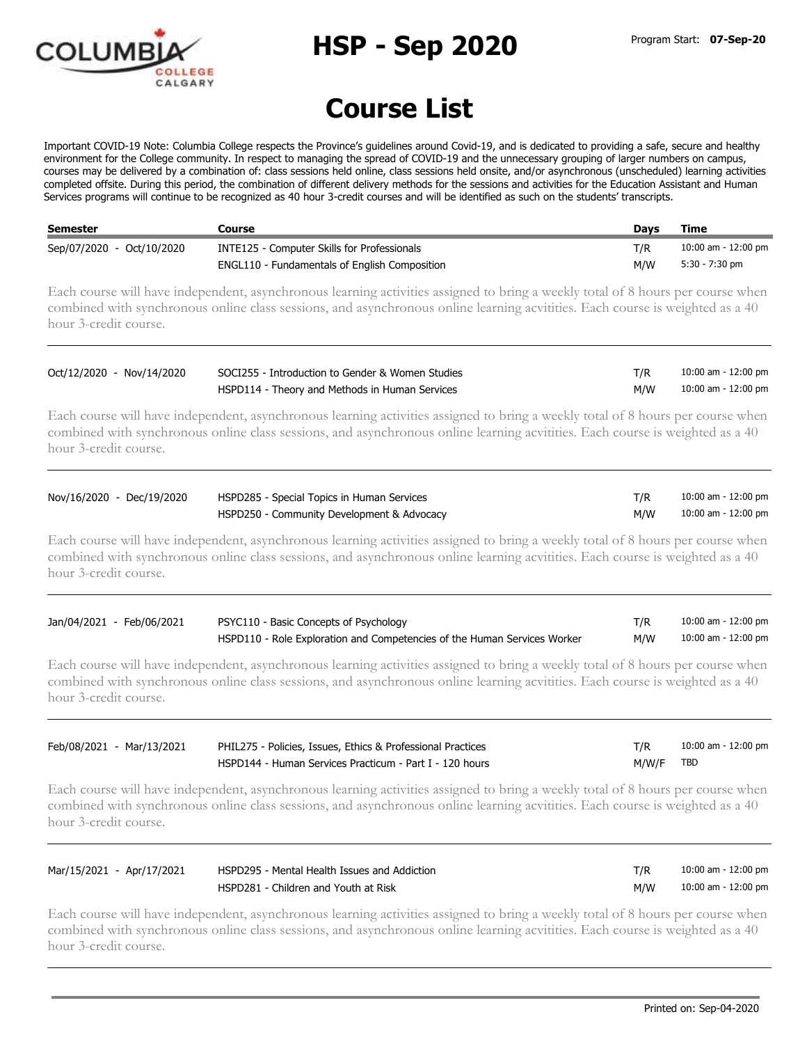# HSP - Sep 2020

Program Start: **07-Sep-20**

# Course List

Important COVID-19 Note: Columbia College respects the Province's guidelines around Covid-19, and is dedicated to providing a safe, secure and healthy environment for the College community. In respect to managing the spread of COVID-19 and the unnecessary grouping of larger numbers on campus, courses may be delivered by a combination of: class sessions held online, class sessions held onsite, and/or asynchronous (unscheduled) learning activities completed offsite. During this period, the combination of different delivery methods for the sessions and activities for the Education Assistant and Human Services programs will continue to be recognized as 40 hour 3-credit courses and will be identified as such on the students' transcripts.

| Semester | Course | Days | Time |
|---|---|---|---|
| Sep/07/2020 - Oct/10/2020 | INTE125 - Computer Skills for Professionals | T/R | 10:00 am - 12:00 pm |
| | ENGL110 - Fundamentals of English Composition | M/W | 5:30 - 7:30 pm |

Each course will have independent, asynchronous learning activities assigned to bring a weekly total of 8 hours per course when combined with synchronous online class sessions, and asynchronous online learning acvitities. Each course is weighted as a 40 hour 3-credit course.

| Semester | Course | Days | Time |
|---|---|---|---|
| Oct/12/2020 - Nov/14/2020 | SOCI255 - Introduction to Gender & Women Studies | T/R | 10:00 am - 12:00 pm |
| | HSPD114 - Theory and Methods in Human Services | M/W | 10:00 am - 12:00 pm |

Each course will have independent, asynchronous learning activities assigned to bring a weekly total of 8 hours per course when combined with synchronous online class sessions, and asynchronous online learning acvitities. Each course is weighted as a 40 hour 3-credit course.

| Semester | Course | Days | Time |
|---|---|---|---|
| Nov/16/2020 - Dec/19/2020 | HSPD285 - Special Topics in Human Services | T/R | 10:00 am - 12:00 pm |
| | HSPD250 - Community Development & Advocacy | M/W | 10:00 am - 12:00 pm |

Each course will have independent, asynchronous learning activities assigned to bring a weekly total of 8 hours per course when combined with synchronous online class sessions, and asynchronous online learning acvitities. Each course is weighted as a 40 hour 3-credit course.

| Semester | Course | Days | Time |
|---|---|---|---|
| Jan/04/2021 - Feb/06/2021 | PSYC110 - Basic Concepts of Psychology | T/R | 10:00 am - 12:00 pm |
| | HSPD110 - Role Exploration and Competencies of the Human Services Worker | M/W | 10:00 am - 12:00 pm |

Each course will have independent, asynchronous learning activities assigned to bring a weekly total of 8 hours per course when combined with synchronous online class sessions, and asynchronous online learning acvitities. Each course is weighted as a 40 hour 3-credit course.

| Semester | Course | Days | Time |
|---|---|---|---|
| Feb/08/2021 - Mar/13/2021 | PHIL275 - Policies, Issues, Ethics & Professional Practices | T/R | 10:00 am - 12:00 pm |
| | HSPD144 - Human Services Practicum - Part I - 120 hours | M/W/F | TBD |

Each course will have independent, asynchronous learning activities assigned to bring a weekly total of 8 hours per course when combined with synchronous online class sessions, and asynchronous online learning acvitities. Each course is weighted as a 40 hour 3-credit course.

| Semester | Course | Days | Time |
|---|---|---|---|
| Mar/15/2021 - Apr/17/2021 | HSPD295 - Mental Health Issues and Addiction | T/R | 10:00 am - 12:00 pm |
| | HSPD281 - Children and Youth at Risk | M/W | 10:00 am - 12:00 pm |

Each course will have independent, asynchronous learning activities assigned to bring a weekly total of 8 hours per course when combined with synchronous online class sessions, and asynchronous online learning acvitities. Each course is weighted as a 40 hour 3-credit course.

Printed on: Sep-04-2020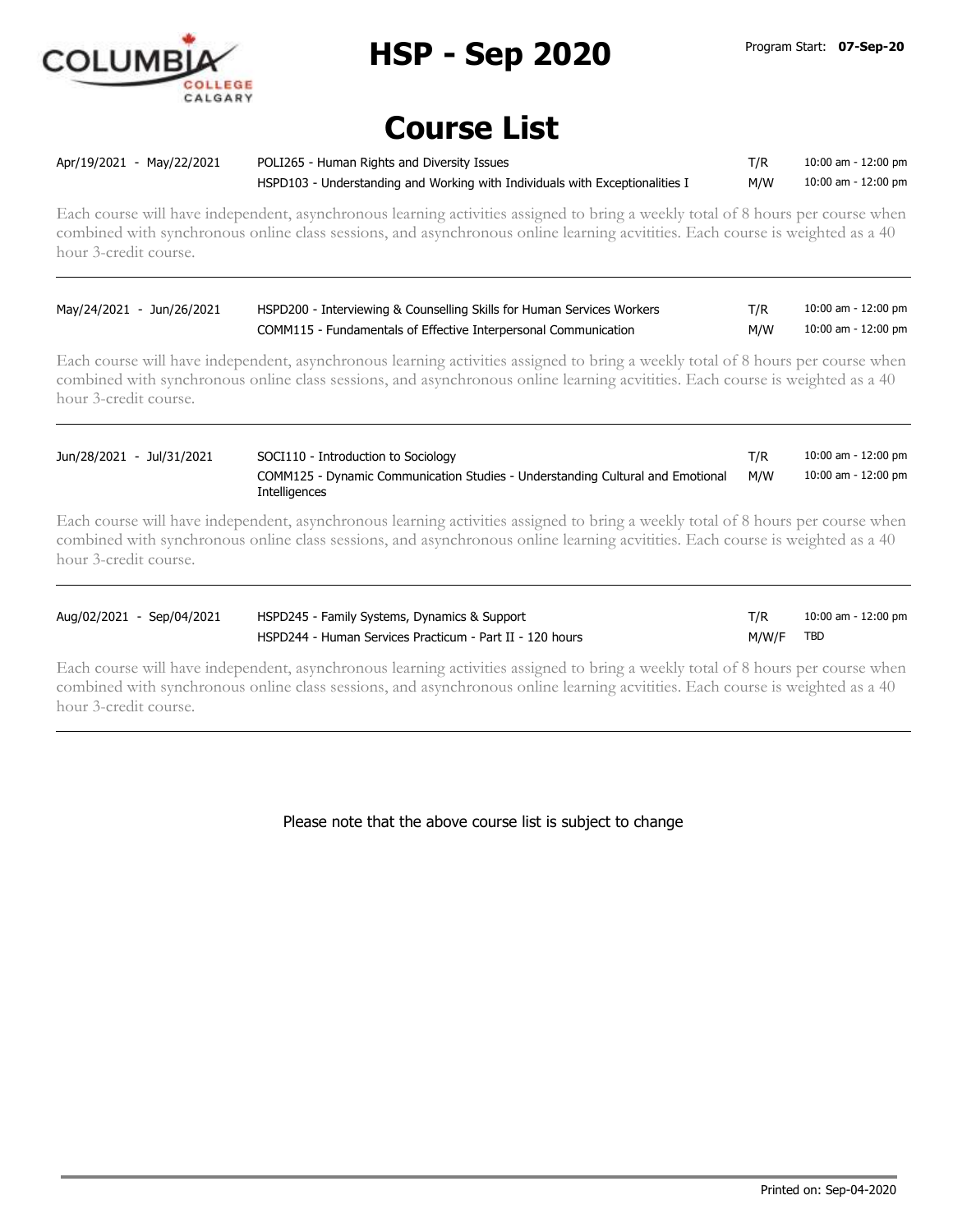# HSP - Sep 2020

Program Start: **07-Sep-20**

# Course List

| | | | |
|---|---|---|---|
| Apr/19/2021 - May/22/2021 | POLI265 - Human Rights and Diversity Issues | T/R | 10:00 am - 12:00 pm |
| | HSPD103 - Understanding and Working with Individuals with Exceptionalities I | M/W | 10:00 am - 12:00 pm |

Each course will have independent, asynchronous learning activities assigned to bring a weekly total of 8 hours per course when combined with synchronous online class sessions, and asynchronous online learning acvitities. Each course is weighted as a 40 hour 3-credit course.

| | | | |
|---|---|---|---|
| May/24/2021 - Jun/26/2021 | HSPD200 - Interviewing & Counselling Skills for Human Services Workers | T/R | 10:00 am - 12:00 pm |
| | COMM115 - Fundamentals of Effective Interpersonal Communication | M/W | 10:00 am - 12:00 pm |

Each course will have independent, asynchronous learning activities assigned to bring a weekly total of 8 hours per course when combined with synchronous online class sessions, and asynchronous online learning acvitities. Each course is weighted as a 40 hour 3-credit course.

| | | | |
|---|---|---|---|
| Jun/28/2021 - Jul/31/2021 | SOCI110 - Introduction to Sociology | T/R | 10:00 am - 12:00 pm |
| | COMM125 - Dynamic Communication Studies - Understanding Cultural and Emotional Intelligences | M/W | 10:00 am - 12:00 pm |

Each course will have independent, asynchronous learning activities assigned to bring a weekly total of 8 hours per course when combined with synchronous online class sessions, and asynchronous online learning acvitities. Each course is weighted as a 40 hour 3-credit course.

| | | | |
|---|---|---|---|
| Aug/02/2021 - Sep/04/2021 | HSPD245 - Family Systems, Dynamics & Support | T/R | 10:00 am - 12:00 pm |
| | HSPD244 - Human Services Practicum - Part II - 120 hours | M/W/F | TBD |

Each course will have independent, asynchronous learning activities assigned to bring a weekly total of 8 hours per course when combined with synchronous online class sessions, and asynchronous online learning acvitities. Each course is weighted as a 40 hour 3-credit course.

Please note that the above course list is subject to change

Printed on: Sep-04-2020